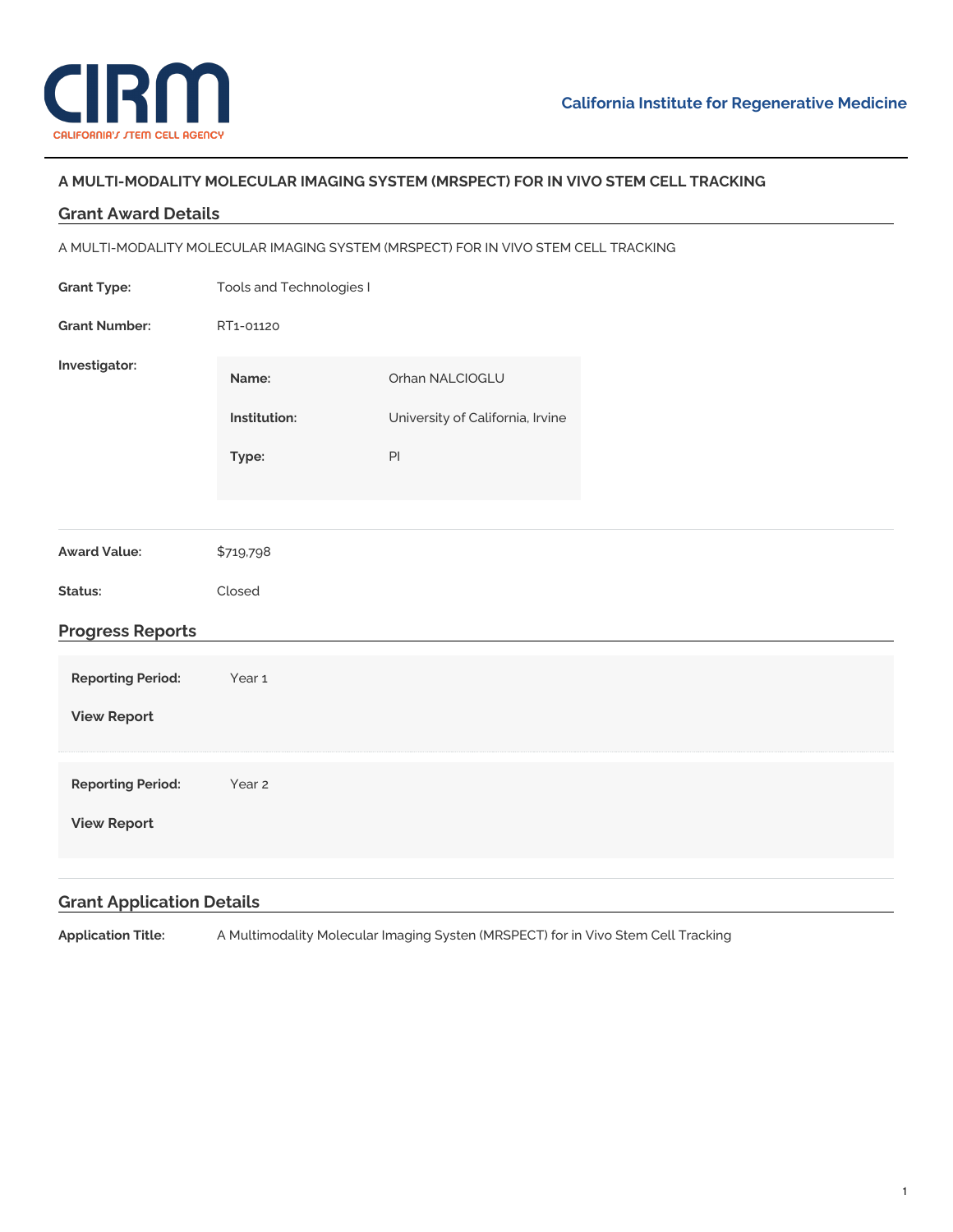CIRM
CALIFORNIA'S STEM CELL AGENCY

California Institute for Regenerative Medicine

# A MULTI-MODALITY MOLECULAR IMAGING SYSTEM (MRSPECT) FOR IN VIVO STEM CELL TRACKING

## Grant Award Details

A MULTI-MODALITY MOLECULAR IMAGING SYSTEM (MRSPECT) FOR IN VIVO STEM CELL TRACKING

**Grant Type:** Tools and Technologies I

**Grant Number:** RT1-01120

**Investigator:**

| | |
|---|---|
| **Name:** | Orhan NALCIOGLU |
| **Institution:** | University of California, Irvine |
| **Type:** | PI |

**Award Value:** $719,798

**Status:** Closed

## Progress Reports

**Reporting Period:** Year 1

**View Report**

**Reporting Period:** Year 2

**View Report**

## Grant Application Details

**Application Title:** A Multimodality Molecular Imaging Systen (MRSPECT) for in Vivo Stem Cell Tracking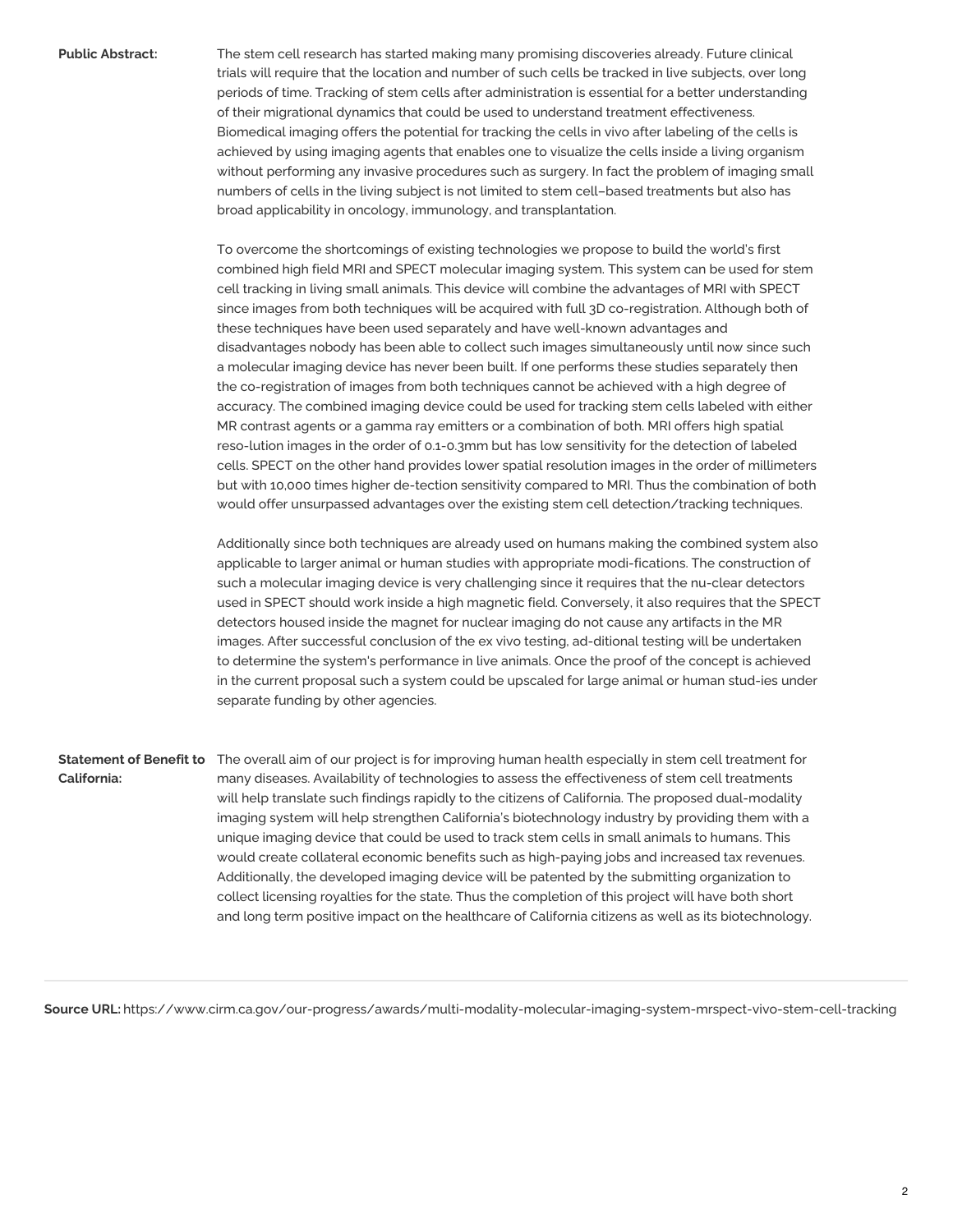**Public Abstract:**

The stem cell research has started making many promising discoveries already. Future clinical trials will require that the location and number of such cells be tracked in live subjects, over long periods of time. Tracking of stem cells after administration is essential for a better understanding of their migrational dynamics that could be used to understand treatment effectiveness. Biomedical imaging offers the potential for tracking the cells in vivo after labeling of the cells is achieved by using imaging agents that enables one to visualize the cells inside a living organism without performing any invasive procedures such as surgery. In fact the problem of imaging small numbers of cells in the living subject is not limited to stem cell–based treatments but also has broad applicability in oncology, immunology, and transplantation.

To overcome the shortcomings of existing technologies we propose to build the world's first combined high field MRI and SPECT molecular imaging system. This system can be used for stem cell tracking in living small animals. This device will combine the advantages of MRI with SPECT since images from both techniques will be acquired with full 3D co-registration. Although both of these techniques have been used separately and have well-known advantages and disadvantages nobody has been able to collect such images simultaneously until now since such a molecular imaging device has never been built. If one performs these studies separately then the co-registration of images from both techniques cannot be achieved with a high degree of accuracy. The combined imaging device could be used for tracking stem cells labeled with either MR contrast agents or a gamma ray emitters or a combination of both. MRI offers high spatial reso-lution images in the order of 0.1-0.3mm but has low sensitivity for the detection of labeled cells. SPECT on the other hand provides lower spatial resolution images in the order of millimeters but with 10,000 times higher de-tection sensitivity compared to MRI. Thus the combination of both would offer unsurpassed advantages over the existing stem cell detection/tracking techniques.

Additionally since both techniques are already used on humans making the combined system also applicable to larger animal or human studies with appropriate modi-fications. The construction of such a molecular imaging device is very challenging since it requires that the nu-clear detectors used in SPECT should work inside a high magnetic field. Conversely, it also requires that the SPECT detectors housed inside the magnet for nuclear imaging do not cause any artifacts in the MR images. After successful conclusion of the ex vivo testing, ad-ditional testing will be undertaken to determine the system's performance in live animals. Once the proof of the concept is achieved in the current proposal such a system could be upscaled for large animal or human stud-ies under separate funding by other agencies.

**Statement of Benefit to California:**

The overall aim of our project is for improving human health especially in stem cell treatment for many diseases. Availability of technologies to assess the effectiveness of stem cell treatments will help translate such findings rapidly to the citizens of California. The proposed dual-modality imaging system will help strengthen California's biotechnology industry by providing them with a unique imaging device that could be used to track stem cells in small animals to humans. This would create collateral economic benefits such as high-paying jobs and increased tax revenues. Additionally, the developed imaging device will be patented by the submitting organization to collect licensing royalties for the state. Thus the completion of this project will have both short and long term positive impact on the healthcare of California citizens as well as its biotechnology.

---

**Source URL:** https://www.cirm.ca.gov/our-progress/awards/multi-modality-molecular-imaging-system-mrspect-vivo-stem-cell-tracking